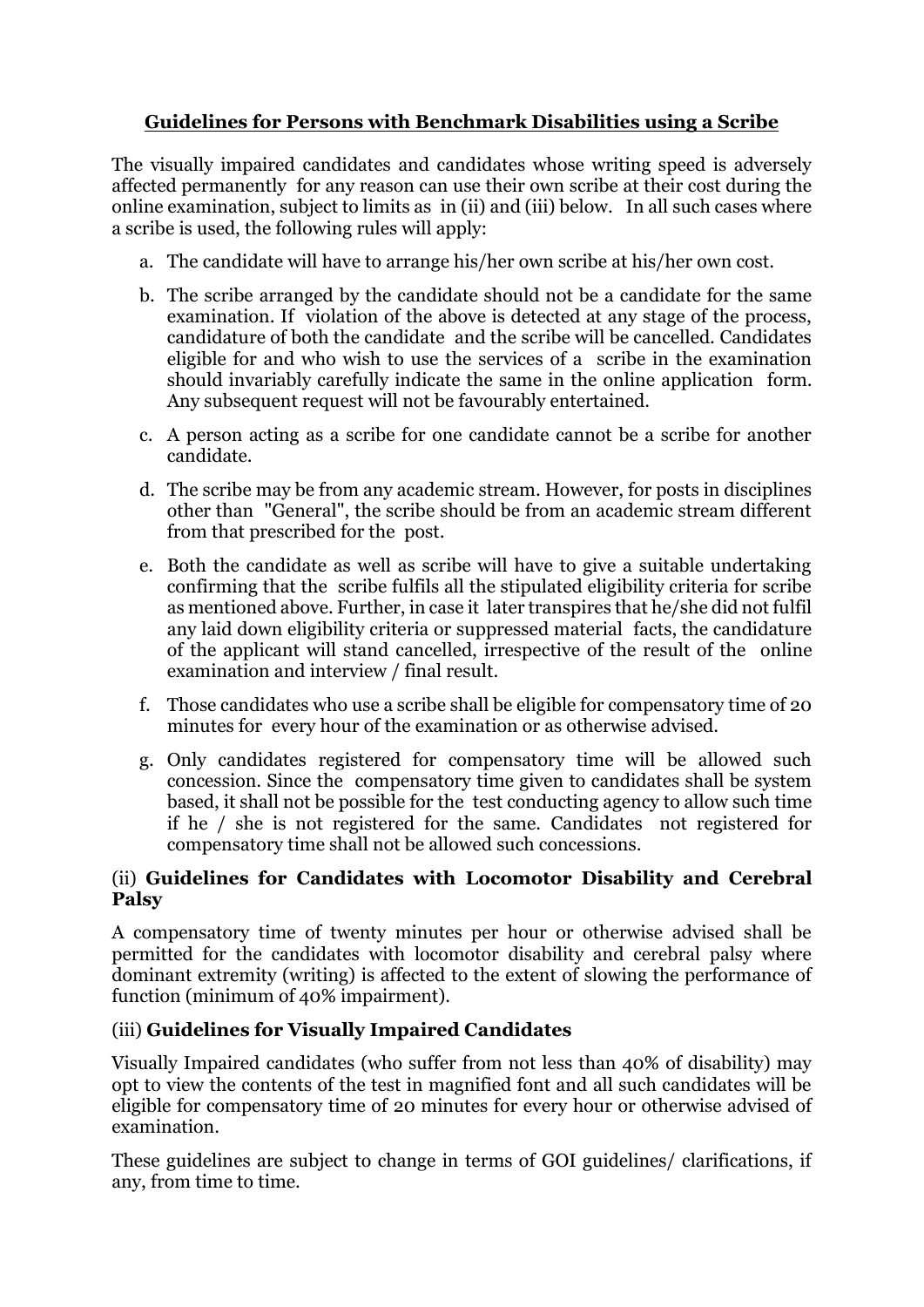## **Guidelines for Persons with Benchmark Disabilities using a Scribe**

The visually impaired candidates and candidates whose writing speed is adversely affected permanently for any reason can use their own scribe at their cost during the online examination, subject to limits as in (ii) and (iii) below. In all such cases where a scribe is used, the following rules will apply:

a. The candidate will have to arrange his/her own scribe at his/her own cost.

b. The scribe arranged by the candidate should not be a candidate for the same examination. If violation of the above is detected at any stage of the process, candidature of both the candidate and the scribe will be cancelled. Candidates eligible for and who wish to use the services of a scribe in the examination should invariably carefully indicate the same in the online application form. Any subsequent request will not be favourably entertained.

c. A person acting as a scribe for one candidate cannot be a scribe for another candidate.

d. The scribe may be from any academic stream. However, for posts in disciplines other than "General", the scribe should be from an academic stream different from that prescribed for the post.

e. Both the candidate as well as scribe will have to give a suitable undertaking confirming that the scribe fulfils all the stipulated eligibility criteria for scribe as mentioned above. Further, in case it later transpires that he/she did not fulfil any laid down eligibility criteria or suppressed material facts, the candidature of the applicant will stand cancelled, irrespective of the result of the online examination and interview / final result.

f. Those candidates who use a scribe shall be eligible for compensatory time of 20 minutes for every hour of the examination or as otherwise advised.

g. Only candidates registered for compensatory time will be allowed such concession. Since the compensatory time given to candidates shall be system based, it shall not be possible for the test conducting agency to allow such time if he / she is not registered for the same. Candidates not registered for compensatory time shall not be allowed such concessions.

### (ii) **Guidelines for Candidates with Locomotor Disability and Cerebral Palsy**

A compensatory time of twenty minutes per hour or otherwise advised shall be permitted for the candidates with locomotor disability and cerebral palsy where dominant extremity (writing) is affected to the extent of slowing the performance of function (minimum of 40% impairment).

### (iii) **Guidelines for Visually Impaired Candidates**

Visually Impaired candidates (who suffer from not less than 40% of disability) may opt to view the contents of the test in magnified font and all such candidates will be eligible for compensatory time of 20 minutes for every hour or otherwise advised of examination.

These guidelines are subject to change in terms of GOI guidelines/ clarifications, if any, from time to time.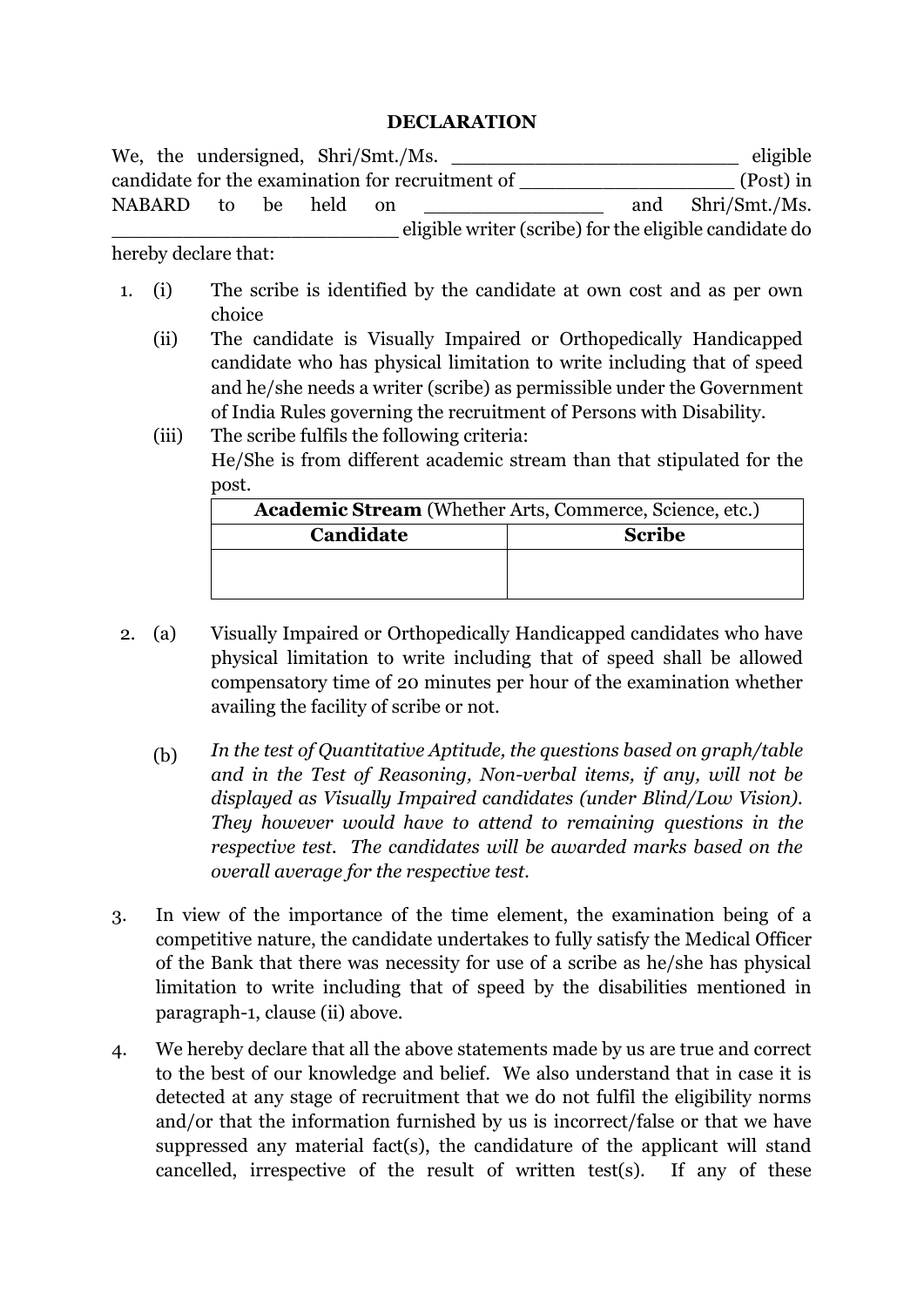**DECLARATION**

We, the undersigned, Shri/Smt./Ms. ________________________ eligible candidate for the examination for recruitment of __________________ (Post) in NABARD to be held on _______________ and Shri/Smt./Ms. ________________________ eligible writer (scribe) for the eligible candidate do hereby declare that:

1. (i) The scribe is identified by the candidate at own cost and as per own choice

   (ii) The candidate is Visually Impaired or Orthopedically Handicapped candidate who has physical limitation to write including that of speed and he/she needs a writer (scribe) as permissible under the Government of India Rules governing the recruitment of Persons with Disability.

   (iii) The scribe fulfils the following criteria:
   He/She is from different academic stream than that stipulated for the post.

| **Academic Stream** (Whether Arts, Commerce, Science, etc.) | |
|---|---|
| **Candidate** | **Scribe** |
| | |

2. (a) Visually Impaired or Orthopedically Handicapped candidates who have physical limitation to write including that of speed shall be allowed compensatory time of 20 minutes per hour of the examination whether availing the facility of scribe or not.

   (b) *In the test of Quantitative Aptitude, the questions based on graph/table and in the Test of Reasoning, Non-verbal items, if any, will not be displayed as Visually Impaired candidates (under Blind/Low Vision). They however would have to attend to remaining questions in the respective test. The candidates will be awarded marks based on the overall average for the respective test.*

3. In view of the importance of the time element, the examination being of a competitive nature, the candidate undertakes to fully satisfy the Medical Officer of the Bank that there was necessity for use of a scribe as he/she has physical limitation to write including that of speed by the disabilities mentioned in paragraph-1, clause (ii) above.

4. We hereby declare that all the above statements made by us are true and correct to the best of our knowledge and belief. We also understand that in case it is detected at any stage of recruitment that we do not fulfil the eligibility norms and/or that the information furnished by us is incorrect/false or that we have suppressed any material fact(s), the candidature of the applicant will stand cancelled, irrespective of the result of written test(s). If any of these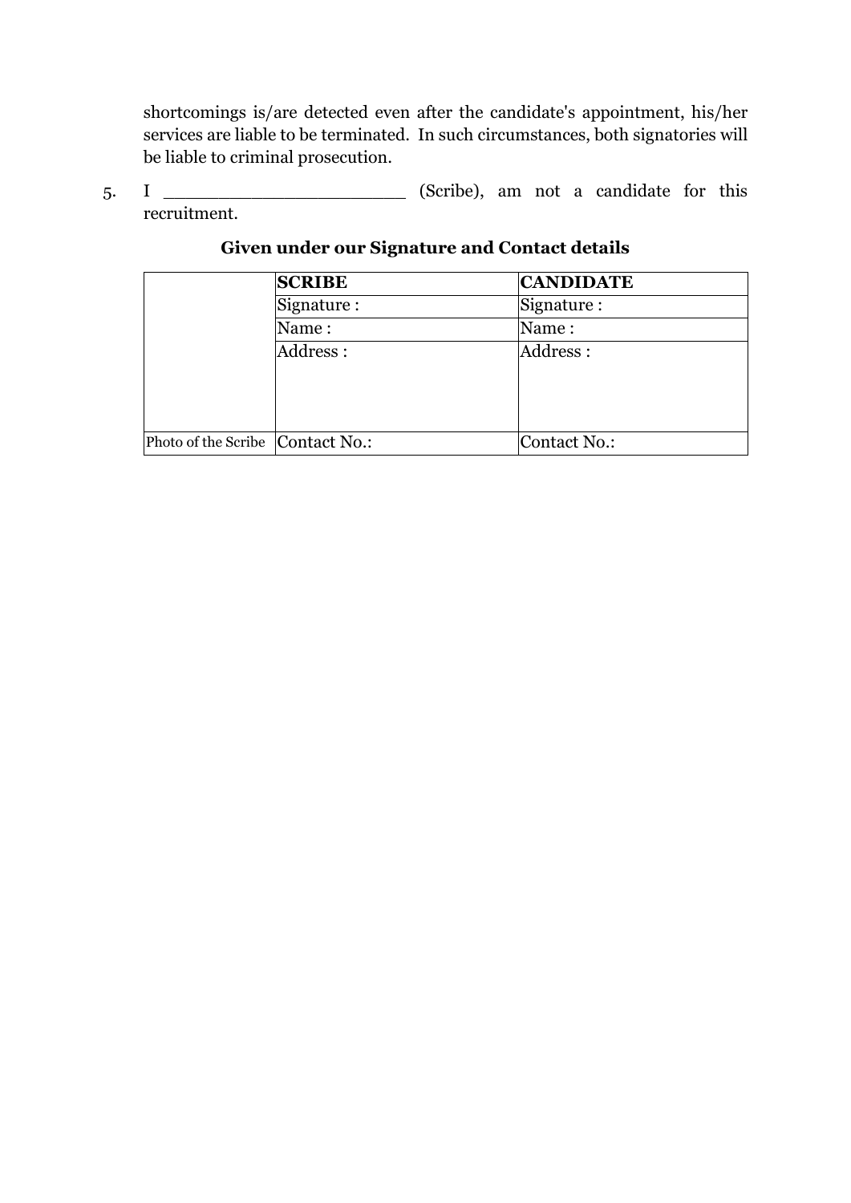shortcomings is/are detected even after the candidate's appointment, his/her services are liable to be terminated. In such circumstances, both signatories will be liable to criminal prosecution.

5. I ______________________ (Scribe), am not a candidate for this recruitment.

**Given under our Signature and Contact details**

| | **SCRIBE** | **CANDIDATE** |
|---|---|---|
| | Signature : | Signature : |
| | Name : | Name : |
| | Address : | Address : |
| Photo of the Scribe | Contact No.: | Contact No.: |